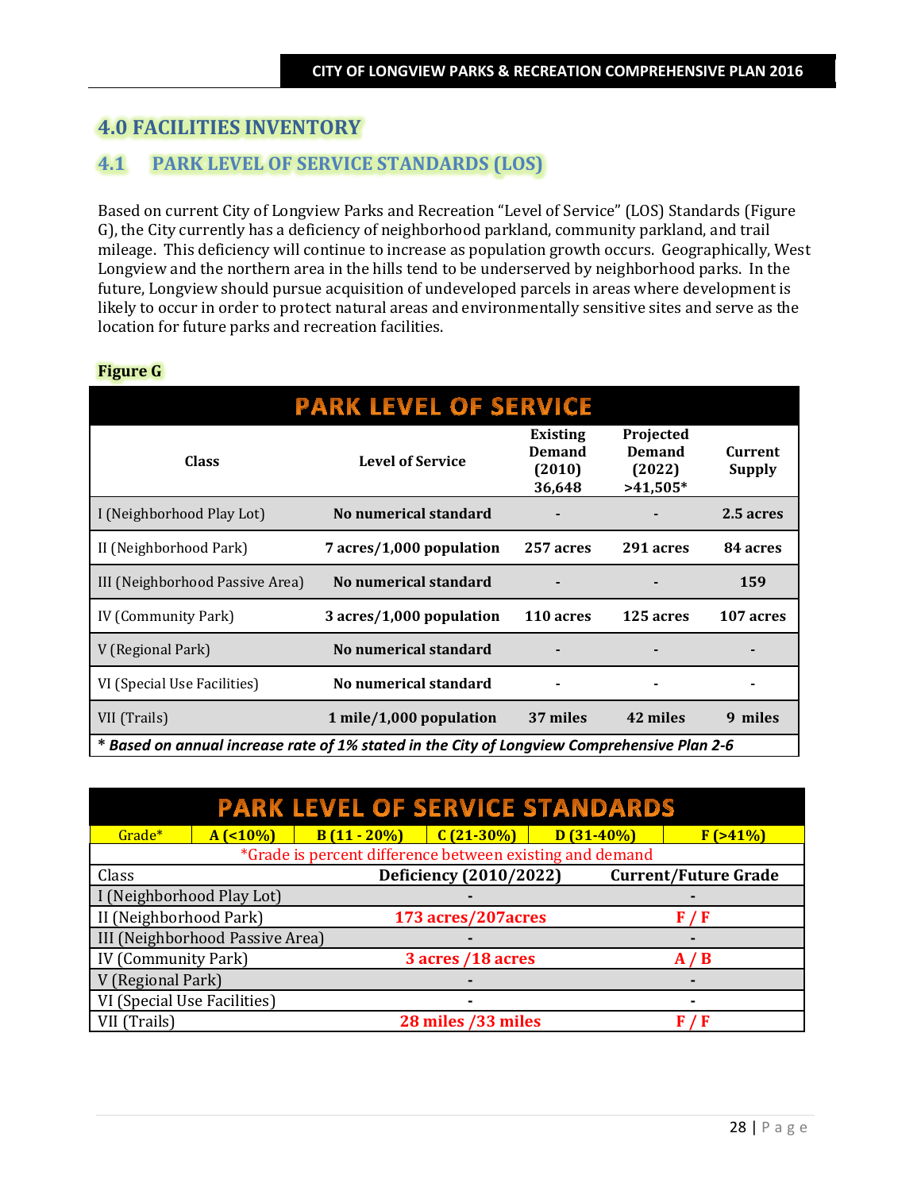# 4.0 FACILITIES INVENTORY

## 4.1 PARK LEVEL OF SERVICE STANDARDS (LOS)

Based on current City of Longview Parks and Recreation "Level of Service" (LOS) Standards (Figure G), the City currently has a deficiency of neighborhood parkland, community parkland, and trail mileage. This deficiency will continue to increase as population growth occurs. Geographically, West Longview and the northern area in the hills tend to be underserved by neighborhood parks. In the future, Longview should pursue acquisition of undeveloped parcels in areas where development is likely to occur in order to protect natural areas and environmentally sensitive sites and serve as the location for future parks and recreation facilities.

**Figure G**

| PARK LEVEL OF SERVICE | | | | |
|---|---|---|---|---|
| **Class** | **Level of Service** | **Existing Demand (2010) 36,648** | **Projected Demand (2022) >41,505*** | **Current Supply** |
| I (Neighborhood Play Lot) | **No numerical standard** | **-** | **-** | **2.5 acres** |
| II (Neighborhood Park) | **7 acres/1,000 population** | **257 acres** | **291 acres** | **84 acres** |
| III (Neighborhood Passive Area) | **No numerical standard** | **-** | **-** | **159** |
| IV (Community Park) | **3 acres/1,000 population** | **110 acres** | **125 acres** | **107 acres** |
| V (Regional Park) | **No numerical standard** | **-** | **-** | **-** |
| VI (Special Use Facilities) | **No numerical standard** | **-** | **-** | **-** |
| VII (Trails) | **1 mile/1,000 population** | **37 miles** | **42 miles** | **9 miles** |

*** *Based on annual increase rate of 1% stated in the City of Longview Comprehensive Plan 2-6***

| PARK LEVEL OF SERVICE STANDARDS | | | | | |
|---|---|---|---|---|---|
| Grade* | **A (<10%)** | **B (11 - 20%)** | **C (21-30%)** | **D (31-40%)** | **F (>41%)** |

*Grade is percent difference between existing and demand

| Class | **Deficiency (2010/2022)** | **Current/Future Grade** |
|---|---|---|
| I (Neighborhood Play Lot) | - | - |
| II (Neighborhood Park) | **173 acres/207acres** | **F / F** |
| III (Neighborhood Passive Area) | - | - |
| IV (Community Park) | **3 acres /18 acres** | **A / B** |
| V (Regional Park) | - | - |
| VI (Special Use Facilities) | - | - |
| VII (Trails) | **28 miles /33 miles** | **F / F** |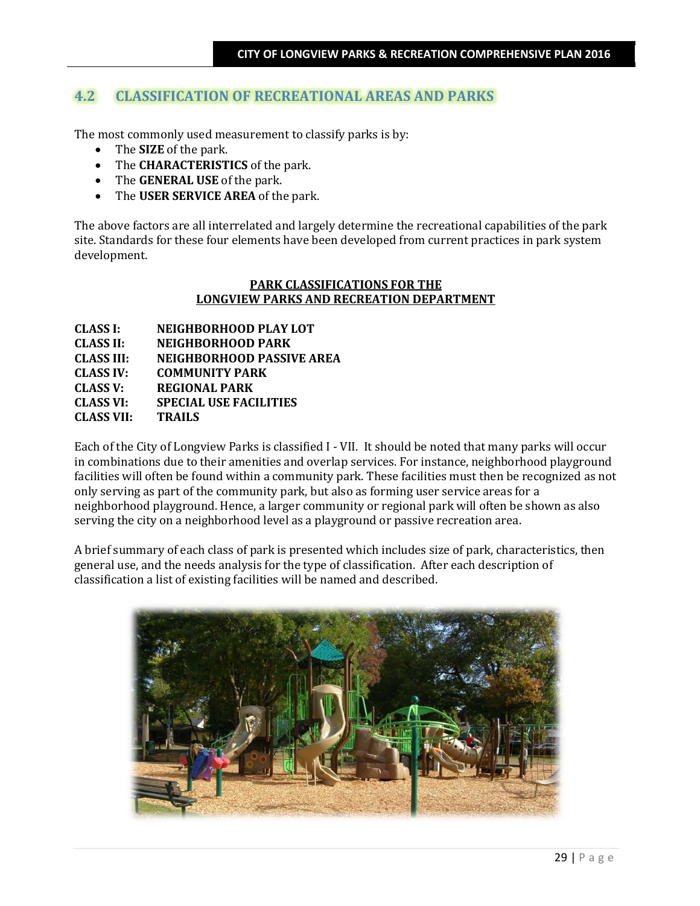## 4.2 CLASSIFICATION OF RECREATIONAL AREAS AND PARKS

The most commonly used measurement to classify parks is by:

- The **SIZE** of the park.
- The **CHARACTERISTICS** of the park.
- The **GENERAL USE** of the park.
- The **USER SERVICE AREA** of the park.

The above factors are all interrelated and largely determine the recreational capabilities of the park site. Standards for these four elements have been developed from current practices in park system development.

**PARK CLASSIFICATIONS FOR THE**
**LONGVIEW PARKS AND RECREATION DEPARTMENT**

**CLASS I:** **NEIGHBORHOOD PLAY LOT**
**CLASS II:** **NEIGHBORHOOD PARK**
**CLASS III:** **NEIGHBORHOOD PASSIVE AREA**
**CLASS IV:** **COMMUNITY PARK**
**CLASS V:** **REGIONAL PARK**
**CLASS VI:** **SPECIAL USE FACILITIES**
**CLASS VII:** **TRAILS**

Each of the City of Longview Parks is classified I - VII. It should be noted that many parks will occur in combinations due to their amenities and overlap services. For instance, neighborhood playground facilities will often be found within a community park. These facilities must then be recognized as not only serving as part of the community park, but also as forming user service areas for a neighborhood playground. Hence, a larger community or regional park will often be shown as also serving the city on a neighborhood level as a playground or passive recreation area.

A brief summary of each class of park is presented which includes size of park, characteristics, then general use, and the needs analysis for the type of classification. After each description of classification a list of existing facilities will be named and described.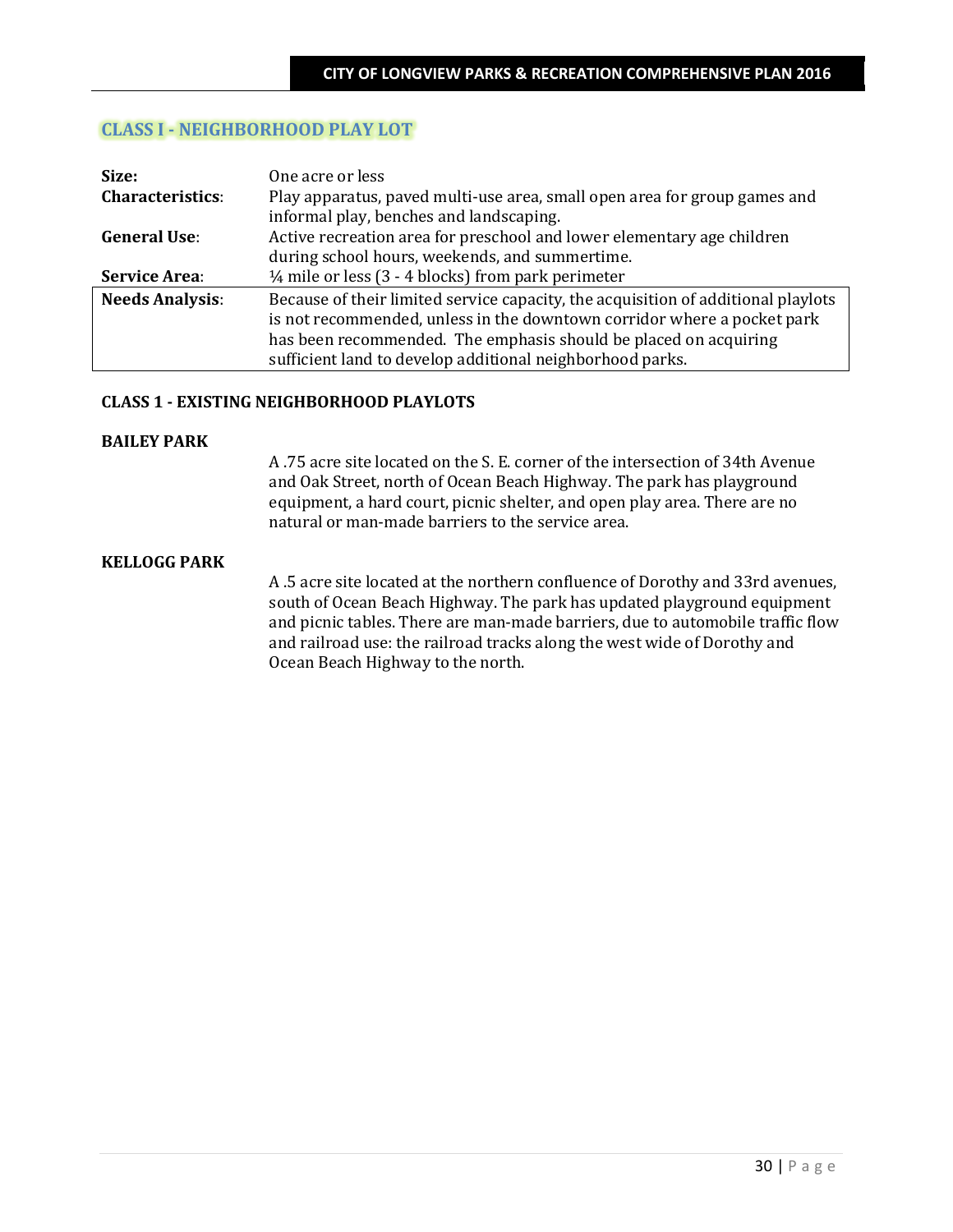## CLASS I - NEIGHBORHOOD PLAY LOT

| | |
|---|---|
| **Size:** | One acre or less |
| **Characteristics**: | Play apparatus, paved multi-use area, small open area for group games and informal play, benches and landscaping. |
| **General Use**: | Active recreation area for preschool and lower elementary age children during school hours, weekends, and summertime. |
| **Service Area**: | ¼ mile or less (3 - 4 blocks) from park perimeter |
| **Needs Analysis**: | Because of their limited service capacity, the acquisition of additional playlots is not recommended, unless in the downtown corridor where a pocket park has been recommended. The emphasis should be placed on acquiring sufficient land to develop additional neighborhood parks. |

### CLASS 1 - EXISTING NEIGHBORHOOD PLAYLOTS

**BAILEY PARK**

A .75 acre site located on the S. E. corner of the intersection of 34th Avenue and Oak Street, north of Ocean Beach Highway. The park has playground equipment, a hard court, picnic shelter, and open play area. There are no natural or man-made barriers to the service area.

**KELLOGG PARK**

A .5 acre site located at the northern confluence of Dorothy and 33rd avenues, south of Ocean Beach Highway. The park has updated playground equipment and picnic tables. There are man-made barriers, due to automobile traffic flow and railroad use: the railroad tracks along the west wide of Dorothy and Ocean Beach Highway to the north.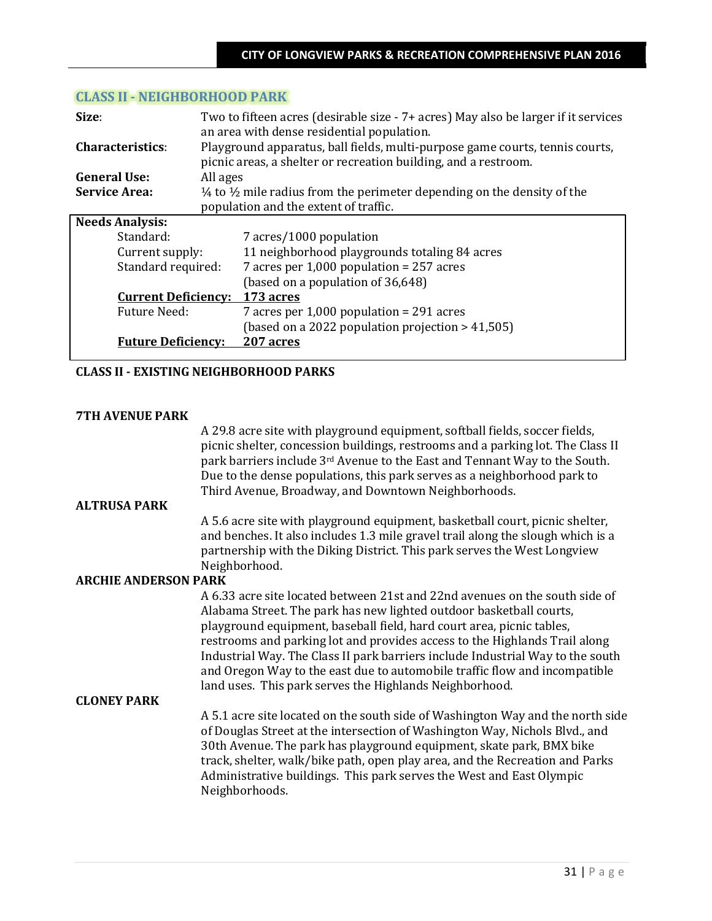## CLASS II - NEIGHBORHOOD PARK

**Size**: Two to fifteen acres (desirable size - 7+ acres) May also be larger if it services an area with dense residential population.

**Characteristics**: Playground apparatus, ball fields, multi-purpose game courts, tennis courts, picnic areas, a shelter or recreation building, and a restroom.

**General Use:** All ages

**Service Area:** ¼ to ½ mile radius from the perimeter depending on the density of the population and the extent of traffic.

**Needs Analysis:**

| | |
|---|---|
| Standard: | 7 acres/1000 population |
| Current supply: | 11 neighborhood playgrounds totaling 84 acres |
| Standard required: | 7 acres per 1,000 population = 257 acres (based on a population of 36,648) |
| **Current Deficiency:** | **173 acres** |
| Future Need: | 7 acres per 1,000 population = 291 acres (based on a 2022 population projection > 41,505) |
| **Future Deficiency:** | **207 acres** |

**CLASS II - EXISTING NEIGHBORHOOD PARKS**

**7TH AVENUE PARK**

A 29.8 acre site with playground equipment, softball fields, soccer fields, picnic shelter, concession buildings, restrooms and a parking lot. The Class II park barriers include 3rd Avenue to the East and Tennant Way to the South. Due to the dense populations, this park serves as a neighborhood park to Third Avenue, Broadway, and Downtown Neighborhoods.

**ALTRUSA PARK**

A 5.6 acre site with playground equipment, basketball court, picnic shelter, and benches. It also includes 1.3 mile gravel trail along the slough which is a partnership with the Diking District. This park serves the West Longview Neighborhood.

**ARCHIE ANDERSON PARK**

A 6.33 acre site located between 21st and 22nd avenues on the south side of Alabama Street. The park has new lighted outdoor basketball courts, playground equipment, baseball field, hard court area, picnic tables, restrooms and parking lot and provides access to the Highlands Trail along Industrial Way. The Class II park barriers include Industrial Way to the south and Oregon Way to the east due to automobile traffic flow and incompatible land uses. This park serves the Highlands Neighborhood.

**CLONEY PARK**

A 5.1 acre site located on the south side of Washington Way and the north side of Douglas Street at the intersection of Washington Way, Nichols Blvd., and 30th Avenue. The park has playground equipment, skate park, BMX bike track, shelter, walk/bike path, open play area, and the Recreation and Parks Administrative buildings. This park serves the West and East Olympic Neighborhoods.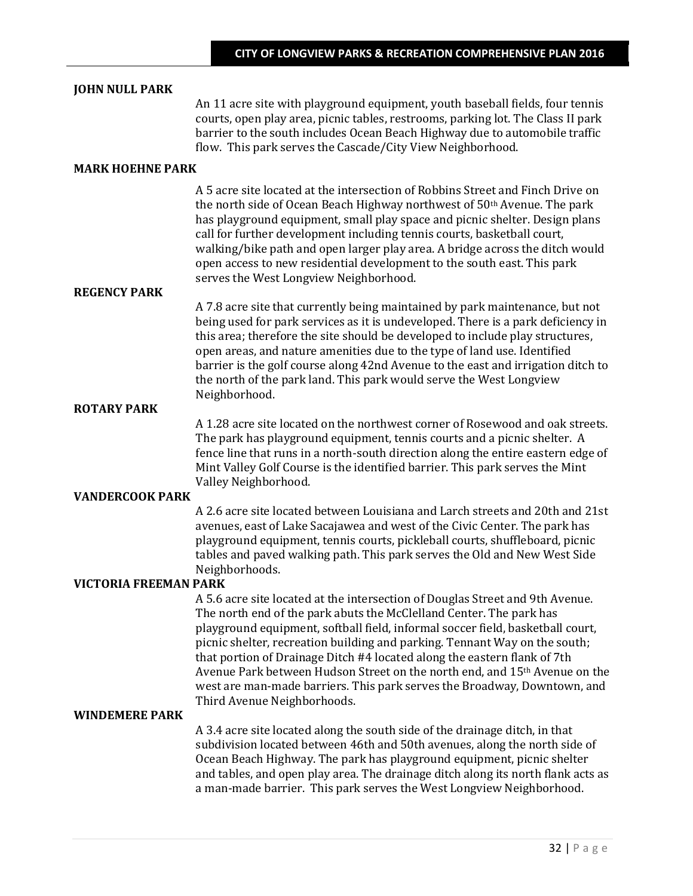**JOHN NULL PARK**

An 11 acre site with playground equipment, youth baseball fields, four tennis courts, open play area, picnic tables, restrooms, parking lot. The Class II park barrier to the south includes Ocean Beach Highway due to automobile traffic flow. This park serves the Cascade/City View Neighborhood.

**MARK HOEHNE PARK**

A 5 acre site located at the intersection of Robbins Street and Finch Drive on the north side of Ocean Beach Highway northwest of 50th Avenue. The park has playground equipment, small play space and picnic shelter. Design plans call for further development including tennis courts, basketball court, walking/bike path and open larger play area. A bridge across the ditch would open access to new residential development to the south east. This park serves the West Longview Neighborhood.

**REGENCY PARK**

A 7.8 acre site that currently being maintained by park maintenance, but not being used for park services as it is undeveloped. There is a park deficiency in this area; therefore the site should be developed to include play structures, open areas, and nature amenities due to the type of land use. Identified barrier is the golf course along 42nd Avenue to the east and irrigation ditch to the north of the park land. This park would serve the West Longview Neighborhood.

**ROTARY PARK**

A 1.28 acre site located on the northwest corner of Rosewood and oak streets. The park has playground equipment, tennis courts and a picnic shelter. A fence line that runs in a north-south direction along the entire eastern edge of Mint Valley Golf Course is the identified barrier. This park serves the Mint Valley Neighborhood.

**VANDERCOOK PARK**

A 2.6 acre site located between Louisiana and Larch streets and 20th and 21st avenues, east of Lake Sacajawea and west of the Civic Center. The park has playground equipment, tennis courts, pickleball courts, shuffleboard, picnic tables and paved walking path. This park serves the Old and New West Side Neighborhoods.

**VICTORIA FREEMAN PARK**

A 5.6 acre site located at the intersection of Douglas Street and 9th Avenue. The north end of the park abuts the McClelland Center. The park has playground equipment, softball field, informal soccer field, basketball court, picnic shelter, recreation building and parking. Tennant Way on the south; that portion of Drainage Ditch #4 located along the eastern flank of 7th Avenue Park between Hudson Street on the north end, and 15th Avenue on the west are man-made barriers. This park serves the Broadway, Downtown, and Third Avenue Neighborhoods.

**WINDEMERE PARK**

A 3.4 acre site located along the south side of the drainage ditch, in that subdivision located between 46th and 50th avenues, along the north side of Ocean Beach Highway. The park has playground equipment, picnic shelter and tables, and open play area. The drainage ditch along its north flank acts as a man-made barrier. This park serves the West Longview Neighborhood.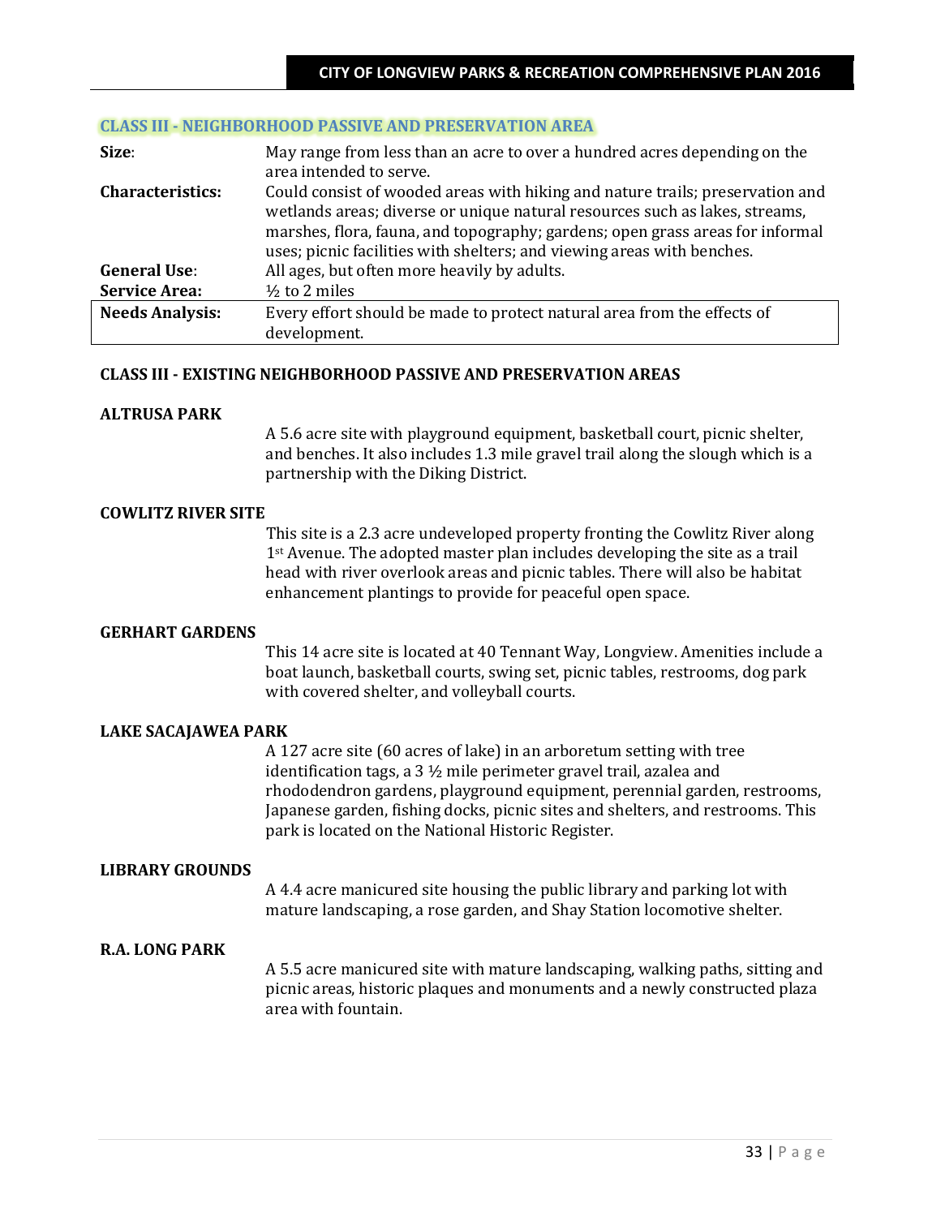## CLASS III - NEIGHBORHOOD PASSIVE AND PRESERVATION AREA

| | |
|---|---|
| **Size**: | May range from less than an acre to over a hundred acres depending on the area intended to serve. |
| **Characteristics:** | Could consist of wooded areas with hiking and nature trails; preservation and wetlands areas; diverse or unique natural resources such as lakes, streams, marshes, flora, fauna, and topography; gardens; open grass areas for informal uses; picnic facilities with shelters; and viewing areas with benches. |
| **General Use**: | All ages, but often more heavily by adults. |
| **Service Area:** | ½ to 2 miles |
| **Needs Analysis:** | Every effort should be made to protect natural area from the effects of development. |

### CLASS III - EXISTING NEIGHBORHOOD PASSIVE AND PRESERVATION AREAS

#### ALTRUSA PARK

A 5.6 acre site with playground equipment, basketball court, picnic shelter, and benches. It also includes 1.3 mile gravel trail along the slough which is a partnership with the Diking District.

#### COWLITZ RIVER SITE

This site is a 2.3 acre undeveloped property fronting the Cowlitz River along 1st Avenue. The adopted master plan includes developing the site as a trail head with river overlook areas and picnic tables. There will also be habitat enhancement plantings to provide for peaceful open space.

#### GERHART GARDENS

This 14 acre site is located at 40 Tennant Way, Longview. Amenities include a boat launch, basketball courts, swing set, picnic tables, restrooms, dog park with covered shelter, and volleyball courts.

#### LAKE SACAJAWEA PARK

A 127 acre site (60 acres of lake) in an arboretum setting with tree identification tags, a 3 ½ mile perimeter gravel trail, azalea and rhododendron gardens, playground equipment, perennial garden, restrooms, Japanese garden, fishing docks, picnic sites and shelters, and restrooms. This park is located on the National Historic Register.

#### LIBRARY GROUNDS

A 4.4 acre manicured site housing the public library and parking lot with mature landscaping, a rose garden, and Shay Station locomotive shelter.

#### R.A. LONG PARK

A 5.5 acre manicured site with mature landscaping, walking paths, sitting and picnic areas, historic plaques and monuments and a newly constructed plaza area with fountain.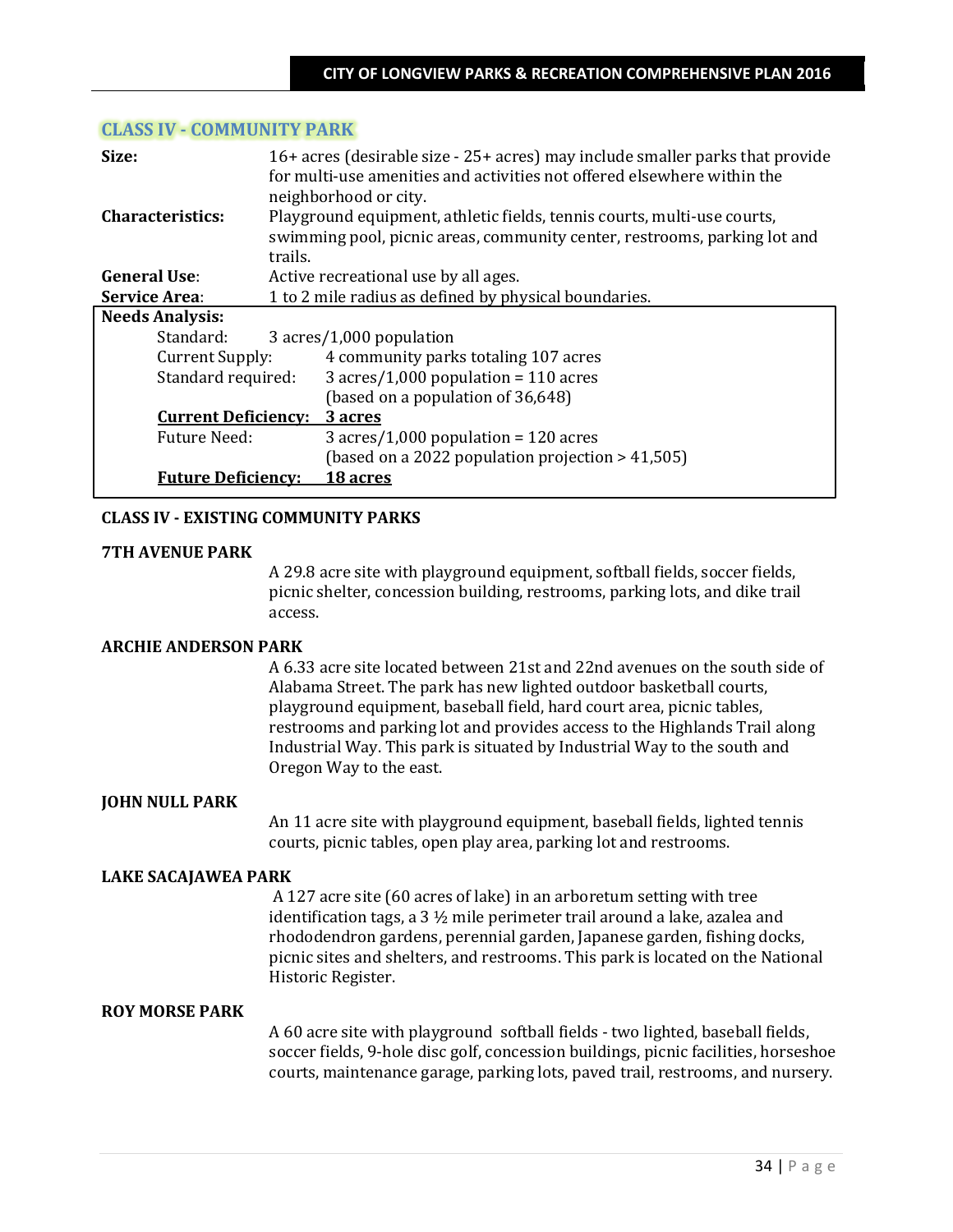## CLASS IV - COMMUNITY PARK

**Size:** 16+ acres (desirable size - 25+ acres) may include smaller parks that provide for multi-use amenities and activities not offered elsewhere within the neighborhood or city.

**Characteristics:** Playground equipment, athletic fields, tennis courts, multi-use courts, swimming pool, picnic areas, community center, restrooms, parking lot and trails.

**General Use**: Active recreational use by all ages.

**Service Area**: 1 to 2 mile radius as defined by physical boundaries.

**Needs Analysis:**

| | |
|---|---|
| Standard: | 3 acres/1,000 population |
| Current Supply: | 4 community parks totaling 107 acres |
| Standard required: | 3 acres/1,000 population = 110 acres (based on a population of 36,648) |
| **Current Deficiency:** | **3 acres** |
| Future Need: | 3 acres/1,000 population = 120 acres (based on a 2022 population projection > 41,505) |
| **Future Deficiency:** | **18 acres** |

### CLASS IV - EXISTING COMMUNITY PARKS

**7TH AVENUE PARK**

A 29.8 acre site with playground equipment, softball fields, soccer fields, picnic shelter, concession building, restrooms, parking lots, and dike trail access.

**ARCHIE ANDERSON PARK**

A 6.33 acre site located between 21st and 22nd avenues on the south side of Alabama Street. The park has new lighted outdoor basketball courts, playground equipment, baseball field, hard court area, picnic tables, restrooms and parking lot and provides access to the Highlands Trail along Industrial Way. This park is situated by Industrial Way to the south and Oregon Way to the east.

**JOHN NULL PARK**

An 11 acre site with playground equipment, baseball fields, lighted tennis courts, picnic tables, open play area, parking lot and restrooms.

**LAKE SACAJAWEA PARK**

A 127 acre site (60 acres of lake) in an arboretum setting with tree identification tags, a 3 ½ mile perimeter trail around a lake, azalea and rhododendron gardens, perennial garden, Japanese garden, fishing docks, picnic sites and shelters, and restrooms. This park is located on the National Historic Register.

**ROY MORSE PARK**

A 60 acre site with playground softball fields - two lighted, baseball fields, soccer fields, 9-hole disc golf, concession buildings, picnic facilities, horseshoe courts, maintenance garage, parking lots, paved trail, restrooms, and nursery.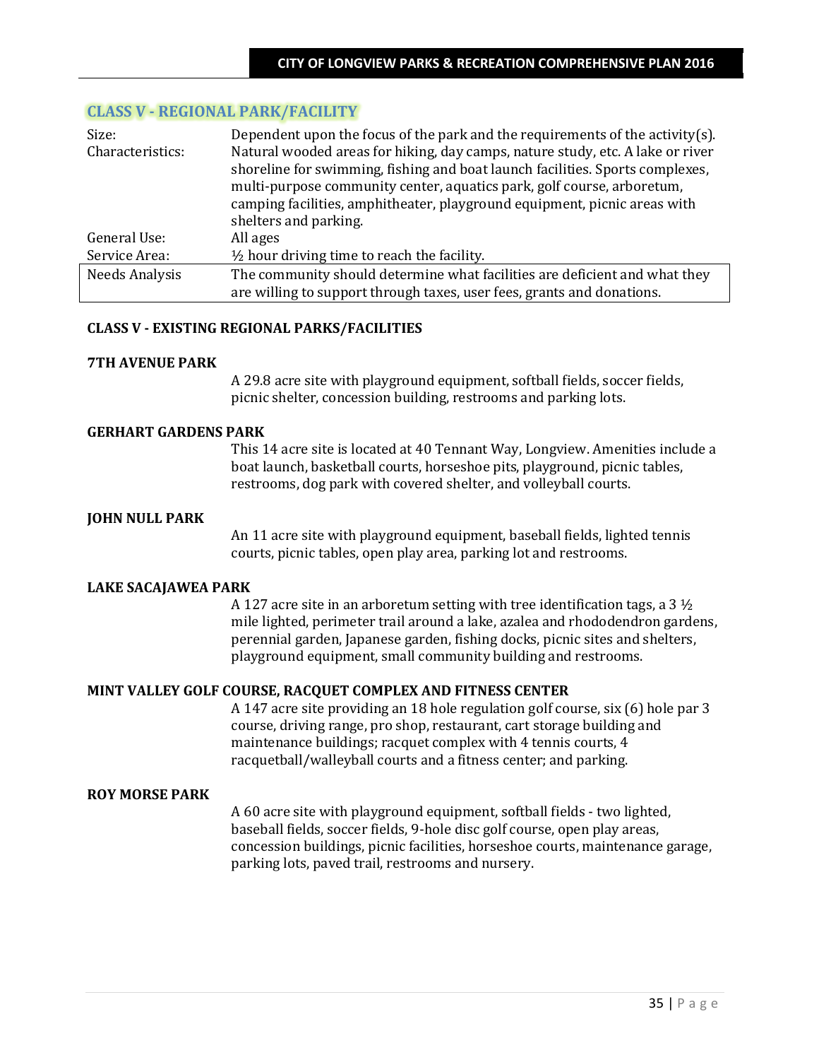## CLASS V - REGIONAL PARK/FACILITY

| | |
|---|---|
| Size: | Dependent upon the focus of the park and the requirements of the activity(s). |
| Characteristics: | Natural wooded areas for hiking, day camps, nature study, etc. A lake or river shoreline for swimming, fishing and boat launch facilities. Sports complexes, multi-purpose community center, aquatics park, golf course, arboretum, camping facilities, amphitheater, playground equipment, picnic areas with shelters and parking. |
| General Use: | All ages |
| Service Area: | ½ hour driving time to reach the facility. |
| Needs Analysis | The community should determine what facilities are deficient and what they are willing to support through taxes, user fees, grants and donations. |

### CLASS V - EXISTING REGIONAL PARKS/FACILITIES

**7TH AVENUE PARK**

A 29.8 acre site with playground equipment, softball fields, soccer fields, picnic shelter, concession building, restrooms and parking lots.

**GERHART GARDENS PARK**

This 14 acre site is located at 40 Tennant Way, Longview. Amenities include a boat launch, basketball courts, horseshoe pits, playground, picnic tables, restrooms, dog park with covered shelter, and volleyball courts.

**JOHN NULL PARK**

An 11 acre site with playground equipment, baseball fields, lighted tennis courts, picnic tables, open play area, parking lot and restrooms.

**LAKE SACAJAWEA PARK**

A 127 acre site in an arboretum setting with tree identification tags, a 3 ½ mile lighted, perimeter trail around a lake, azalea and rhododendron gardens, perennial garden, Japanese garden, fishing docks, picnic sites and shelters, playground equipment, small community building and restrooms.

**MINT VALLEY GOLF COURSE, RACQUET COMPLEX AND FITNESS CENTER**

A 147 acre site providing an 18 hole regulation golf course, six (6) hole par 3 course, driving range, pro shop, restaurant, cart storage building and maintenance buildings; racquet complex with 4 tennis courts, 4 racquetball/walleyball courts and a fitness center; and parking.

**ROY MORSE PARK**

A 60 acre site with playground equipment, softball fields - two lighted, baseball fields, soccer fields, 9-hole disc golf course, open play areas, concession buildings, picnic facilities, horseshoe courts, maintenance garage, parking lots, paved trail, restrooms and nursery.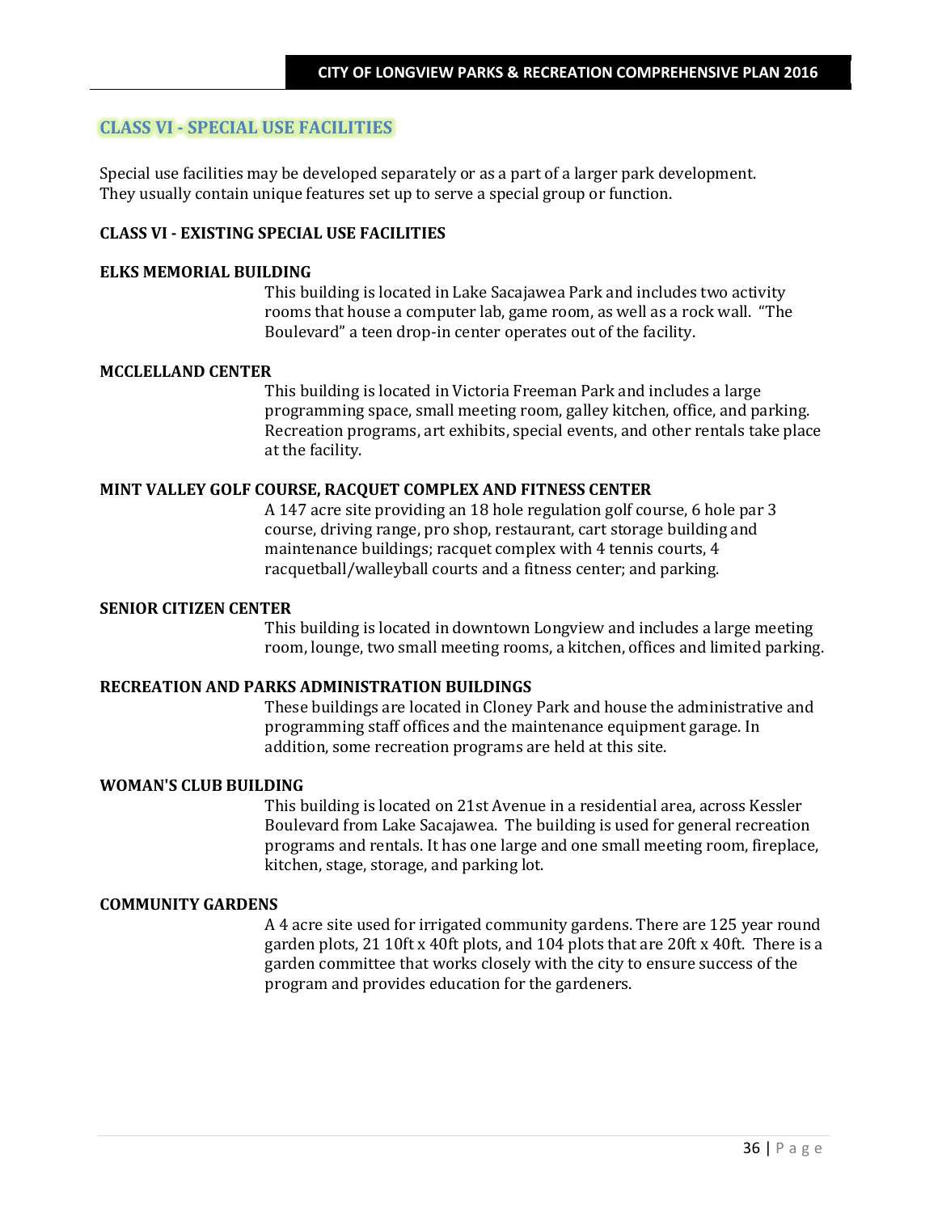## CLASS VI - SPECIAL USE FACILITIES

Special use facilities may be developed separately or as a part of a larger park development. They usually contain unique features set up to serve a special group or function.

### CLASS VI - EXISTING SPECIAL USE FACILITIES

**ELKS MEMORIAL BUILDING**

This building is located in Lake Sacajawea Park and includes two activity rooms that house a computer lab, game room, as well as a rock wall. "The Boulevard" a teen drop-in center operates out of the facility.

**MCCLELLAND CENTER**

This building is located in Victoria Freeman Park and includes a large programming space, small meeting room, galley kitchen, office, and parking. Recreation programs, art exhibits, special events, and other rentals take place at the facility.

**MINT VALLEY GOLF COURSE, RACQUET COMPLEX AND FITNESS CENTER**

A 147 acre site providing an 18 hole regulation golf course, 6 hole par 3 course, driving range, pro shop, restaurant, cart storage building and maintenance buildings; racquet complex with 4 tennis courts, 4 racquetball/walleyball courts and a fitness center; and parking.

**SENIOR CITIZEN CENTER**

This building is located in downtown Longview and includes a large meeting room, lounge, two small meeting rooms, a kitchen, offices and limited parking.

**RECREATION AND PARKS ADMINISTRATION BUILDINGS**

These buildings are located in Cloney Park and house the administrative and programming staff offices and the maintenance equipment garage. In addition, some recreation programs are held at this site.

**WOMAN'S CLUB BUILDING**

This building is located on 21st Avenue in a residential area, across Kessler Boulevard from Lake Sacajawea. The building is used for general recreation programs and rentals. It has one large and one small meeting room, fireplace, kitchen, stage, storage, and parking lot.

**COMMUNITY GARDENS**

A 4 acre site used for irrigated community gardens. There are 125 year round garden plots, 21 10ft x 40ft plots, and 104 plots that are 20ft x 40ft. There is a garden committee that works closely with the city to ensure success of the program and provides education for the gardeners.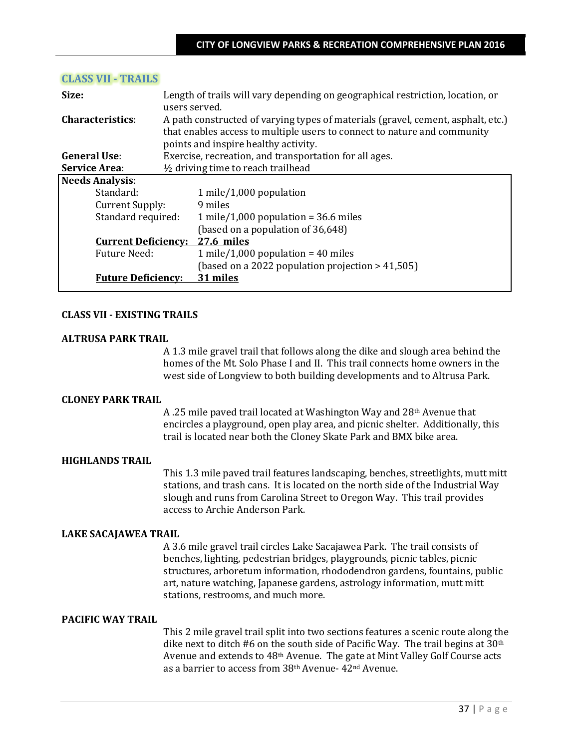## CLASS VII - TRAILS

**Size:** Length of trails will vary depending on geographical restriction, location, or users served.

**Characteristics**: A path constructed of varying types of materials (gravel, cement, asphalt, etc.) that enables access to multiple users to connect to nature and community points and inspire healthy activity.

**General Use**: Exercise, recreation, and transportation for all ages.

**Service Area**: ½ driving time to reach trailhead

**Needs Analysis**:

| | |
|---|---|
| Standard: | 1 mile/1,000 population |
| Current Supply: | 9 miles |
| Standard required: | 1 mile/1,000 population = 36.6 miles (based on a population of 36,648) |
| **Current Deficiency:** | **27.6 miles** |
| Future Need: | 1 mile/1,000 population = 40 miles (based on a 2022 population projection > 41,505) |
| **Future Deficiency:** | **31 miles** |

### CLASS VII - EXISTING TRAILS

#### ALTRUSA PARK TRAIL

A 1.3 mile gravel trail that follows along the dike and slough area behind the homes of the Mt. Solo Phase I and II. This trail connects home owners in the west side of Longview to both building developments and to Altrusa Park.

#### CLONEY PARK TRAIL

A .25 mile paved trail located at Washington Way and 28th Avenue that encircles a playground, open play area, and picnic shelter. Additionally, this trail is located near both the Cloney Skate Park and BMX bike area.

#### HIGHLANDS TRAIL

This 1.3 mile paved trail features landscaping, benches, streetlights, mutt mitt stations, and trash cans. It is located on the north side of the Industrial Way slough and runs from Carolina Street to Oregon Way. This trail provides access to Archie Anderson Park.

#### LAKE SACAJAWEA TRAIL

A 3.6 mile gravel trail circles Lake Sacajawea Park. The trail consists of benches, lighting, pedestrian bridges, playgrounds, picnic tables, picnic structures, arboretum information, rhododendron gardens, fountains, public art, nature watching, Japanese gardens, astrology information, mutt mitt stations, restrooms, and much more.

#### PACIFIC WAY TRAIL

This 2 mile gravel trail split into two sections features a scenic route along the dike next to ditch #6 on the south side of Pacific Way. The trail begins at 30th Avenue and extends to 48th Avenue. The gate at Mint Valley Golf Course acts as a barrier to access from 38th Avenue- 42nd Avenue.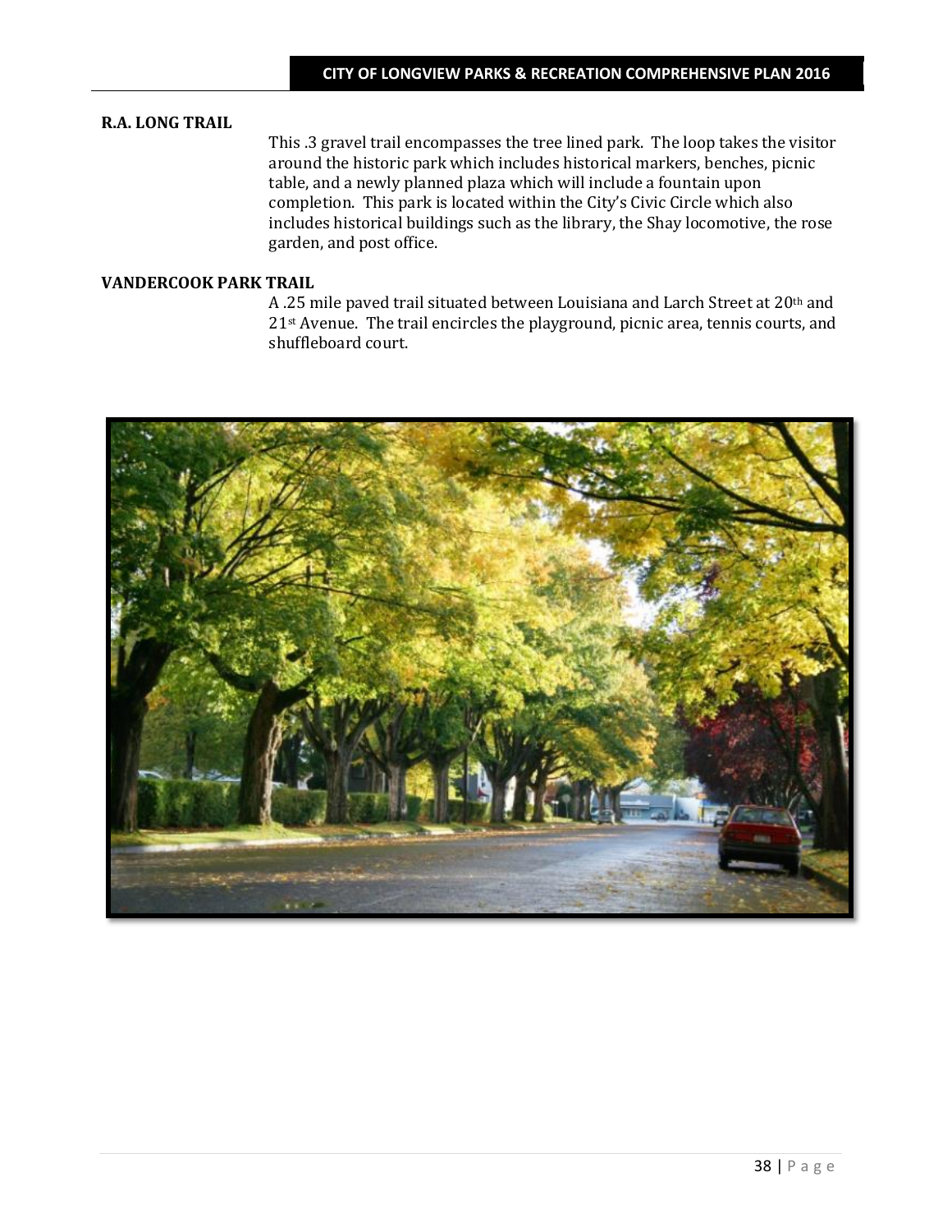**R.A. LONG TRAIL**

This .3 gravel trail encompasses the tree lined park. The loop takes the visitor around the historic park which includes historical markers, benches, picnic table, and a newly planned plaza which will include a fountain upon completion. This park is located within the City's Civic Circle which also includes historical buildings such as the library, the Shay locomotive, the rose garden, and post office.

**VANDERCOOK PARK TRAIL**

A .25 mile paved trail situated between Louisiana and Larch Street at 20th and 21st Avenue. The trail encircles the playground, picnic area, tennis courts, and shuffleboard court.